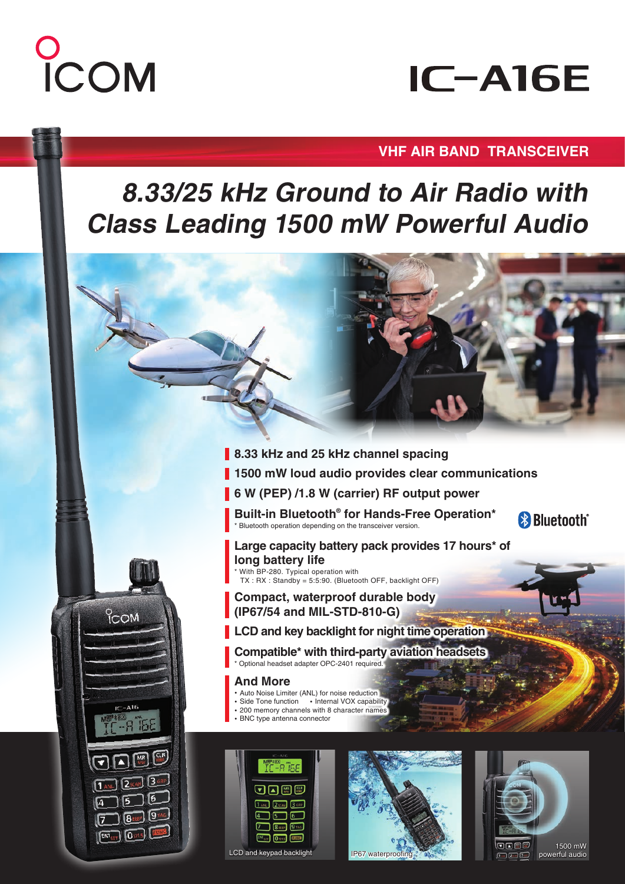# ICOM

# IC-A16E

## VHF AIR BAND TRANSCEIVER

# *8.33/25 kHz Ground to Air Radio with Class Leading 1500 mW Powerful Audio*

- **8.33 kHz and 25 kHz channel spacing**
- **1500 mW loud audio provides clear communications**
- **6 W (PEP) /1.8 W (carrier) RF output power**
- **Built-in Bluetooth® for Hands-Free Operation***
  \* Bluetooth operation depending on the transceiver version.
- **Large capacity battery pack provides 17 hours* of long battery life**
  \* With BP-280. Typical operation with TX : RX : Standby = 5:5:90. (Bluetooth OFF, backlight OFF)
- **Compact, waterproof durable body (IP67/54 and MIL-STD-810-G)**
- **LCD and key backlight for night time operation**
- **Compatible* with third-party aviation headsets**
  \* Optional headset adapter OPC-2401 required.

### And More

- Auto Noise Limiter (ANL) for noise reduction
- Side Tone function
- Internal VOX capability
- 200 memory channels with 8 character names
- BNC type antenna connector

LCD and keypad backlight

IP67 waterproofing

1500 mW powerful audio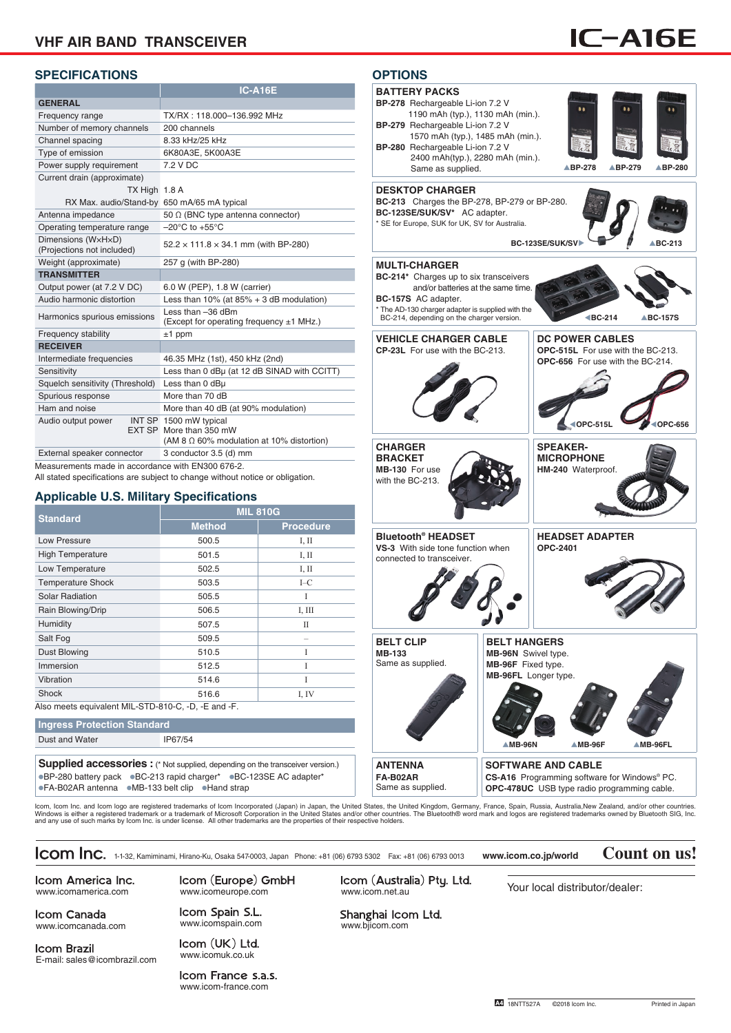# VHF AIR BAND TRANSCEIVER

# IC-A16E

## SPECIFICATIONS

| | IC-A16E |
|---|---|
| **GENERAL** | |
| Frequency range | TX/RX : 118.000–136.992 MHz |
| Number of memory channels | 200 channels |
| Channel spacing | 8.33 kHz/25 kHz |
| Type of emission | 6K80A3E, 5K00A3E |
| Power supply requirement | 7.2 V DC |
| Current drain (approximate) | |
| TX High | 1.8 A |
| RX Max. audio/Stand-by | 650 mA/65 mA typical |
| Antenna impedance | 50 Ω (BNC type antenna connector) |
| Operating temperature range | –20°C to +55°C |
| Dimensions (W×H×D) (Projections not included) | 52.2 × 111.8 × 34.1 mm (with BP-280) |
| Weight (approximate) | 257 g (with BP-280) |
| **TRANSMITTER** | |
| Output power (at 7.2 V DC) | 6.0 W (PEP), 1.8 W (carrier) |
| Audio harmonic distortion | Less than 10% (at 85% + 3 dB modulation) |
| Harmonics spurious emissions | Less than –36 dBm (Except for operating frequency ±1 MHz.) |
| Frequency stability | ±1 ppm |
| **RECEIVER** | |
| Intermediate frequencies | 46.35 MHz (1st), 450 kHz (2nd) |
| Sensitivity | Less than 0 dBμ (at 12 dB SINAD with CCITT) |
| Squelch sensitivity (Threshold) | Less than 0 dBμ |
| Spurious response | More than 70 dB |
| Ham and noise | More than 40 dB (at 90% modulation) |
| Audio output power INT SP / EXT SP | 1500 mW typical / More than 350 mW (AM 8 Ω 60% modulation at 10% distortion) |
| External speaker connector | 3 conductor 3.5 (d) mm |

Measurements made in accordance with EN300 676-2.
All stated specifications are subject to change without notice or obligation.

## Applicable U.S. Military Specifications

| Standard | MIL 810G | |
|---|---|---|
| | Method | Procedure |
| Low Pressure | 500.5 | I, II |
| High Temperature | 501.5 | I, II |
| Low Temperature | 502.5 | I, II |
| Temperature Shock | 503.5 | I–C |
| Solar Radiation | 505.5 | I |
| Rain Blowing/Drip | 506.5 | I, III |
| Humidity | 507.5 | II |
| Salt Fog | 509.5 | – |
| Dust Blowing | 510.5 | I |
| Immersion | 512.5 | I |
| Vibration | 514.6 | I |
| Shock | 516.6 | I, IV |

Also meets equivalent MIL-STD-810-C, -D, -E and -F.

| Ingress Protection Standard | |
|---|---|
| Dust and Water | IP67/54 |

**Supplied accessories :** (* Not supplied, depending on the transceiver version.)
- BP-280 battery pack
- BC-213 rapid charger*
- BC-123SE AC adapter*
- FA-B02AR antenna
- MB-133 belt clip
- Hand strap

## OPTIONS

### BATTERY PACKS
**BP-278** Rechargeable Li-ion 7.2 V 1190 mAh (typ.), 1130 mAh (min.).
**BP-279** Rechargeable Li-ion 7.2 V 1570 mAh (typ.), 1485 mAh (min.).
**BP-280** Rechargeable Li-ion 7.2 V 2400 mAh(typ.), 2280 mAh (min.). Same as supplied.

▲BP-278 ▲BP-279 ▲BP-280

### DESKTOP CHARGER
**BC-213** Charges the BP-278, BP-279 or BP-280.
**BC-123SE/SUK/SV*** AC adapter.
* SE for Europe, SUK for UK, SV for Australia.

BC-123SE/SUK/SV▶ ▲BC-213

### MULTI-CHARGER
**BC-214*** Charges up to six transceivers and/or batteries at the same time.
**BC-157S** AC adapter.
* The AD-130 charger adapter is supplied with the BC-214, depending on the charger version.

◀BC-214 ▲BC-157S

### VEHICLE CHARGER CABLE
**CP-23L** For use with the BC-213.

### DC POWER CABLES
**OPC-515L** For use with the BC-213.
**OPC-656** For use with the BC-214.

◀OPC-515L ◀OPC-656

### CHARGER BRACKET
**MB-130** For use with the BC-213.

### SPEAKER-MICROPHONE
**HM-240** Waterproof.

### Bluetooth® HEADSET
**VS-3** With side tone function when connected to transceiver.

### HEADSET ADAPTER
**OPC-2401**

### BELT CLIP
**MB-133**
Same as supplied.

### BELT HANGERS
**MB-96N** Swivel type.
**MB-96F** Fixed type.
**MB-96FL** Longer type.

▲MB-96N ▲MB-96F ▲MB-96FL

### ANTENNA
**FA-B02AR**
Same as supplied.

### SOFTWARE AND CABLE
**CS-A16** Programming software for Windows® PC.
**OPC-478UC** USB type radio programming cable.

Icom, Icom Inc. and Icom logo are registered trademarks of Icom Incorporated (Japan) in Japan, the United States, the United Kingdom, Germany, France, Spain, Russia, Australia,New Zealand, and/or other countries. Windows is either a registered trademark or a trademark of Microsoft Corporation in the United States and/or other countries. The Bluetooth® word mark and logos are registered trademarks owned by Bluetooth SIG, Inc. and any use of such marks by Icom Inc. is under license. All other trademarks are the properties of their respective holders.

**Icom Inc.** 1-1-32, Kamiminami, Hirano-Ku, Osaka 547-0003, Japan Phone: +81 (06) 6793 5302 Fax: +81 (06) 6793 0013 **www.icom.co.jp/world** **Count on us!**

**Icom America Inc.**
www.icomamerica.com

**Icom Canada**
www.icomcanada.com

**Icom Brazil**
E-mail: sales@icombrazil.com

**Icom (Europe) GmbH**
www.icomeurope.com

**Icom Spain S.L.**
www.icomspain.com

**Icom (UK) Ltd.**
www.icomuk.co.uk

**Icom France s.a.s.**
www.icom-france.com

**Icom (Australia) Pty. Ltd.**
www.icom.net.au

**Shanghai Icom Ltd.**
www.bjicom.com

Your local distributor/dealer:

A4 18NTT527A ©2018 Icom Inc. Printed in Japan